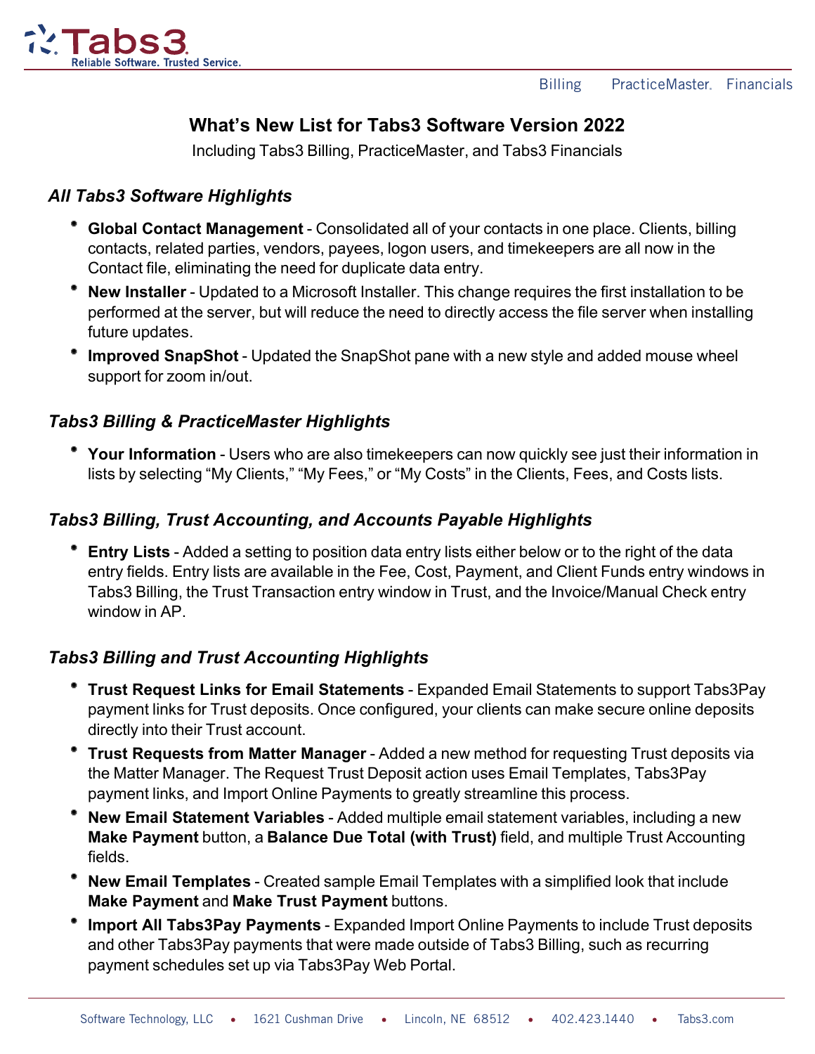# What's New List for Tabs3 Software Version 2022

Including Tabs3 Billing, PracticeMaster, and Tabs3 Financials

## *All Tabs3 Software Highlights*

- **Global Contact Management** - Consolidated all of your contacts in one place. Clients, billing contacts, related parties, vendors, payees, logon users, and timekeepers are all now in the Contact file, eliminating the need for duplicate data entry.
- **New Installer** - Updated to a Microsoft Installer. This change requires the first installation to be performed at the server, but will reduce the need to directly access the file server when installing future updates.
- **Improved SnapShot** - Updated the SnapShot pane with a new style and added mouse wheel support for zoom in/out.

## *Tabs3 Billing & PracticeMaster Highlights*

- **Your Information** - Users who are also timekeepers can now quickly see just their information in lists by selecting "My Clients," "My Fees," or "My Costs" in the Clients, Fees, and Costs lists.

## *Tabs3 Billing, Trust Accounting, and Accounts Payable Highlights*

- **Entry Lists** - Added a setting to position data entry lists either below or to the right of the data entry fields. Entry lists are available in the Fee, Cost, Payment, and Client Funds entry windows in Tabs3 Billing, the Trust Transaction entry window in Trust, and the Invoice/Manual Check entry window in AP.

## *Tabs3 Billing and Trust Accounting Highlights*

- **Trust Request Links for Email Statements** - Expanded Email Statements to support Tabs3Pay payment links for Trust deposits. Once configured, your clients can make secure online deposits directly into their Trust account.
- **Trust Requests from Matter Manager** - Added a new method for requesting Trust deposits via the Matter Manager. The Request Trust Deposit action uses Email Templates, Tabs3Pay payment links, and Import Online Payments to greatly streamline this process.
- **New Email Statement Variables** - Added multiple email statement variables, including a new **Make Payment** button, a **Balance Due Total (with Trust)** field, and multiple Trust Accounting fields.
- **New Email Templates** - Created sample Email Templates with a simplified look that include **Make Payment** and **Make Trust Payment** buttons.
- **Import All Tabs3Pay Payments** - Expanded Import Online Payments to include Trust deposits and other Tabs3Pay payments that were made outside of Tabs3 Billing, such as recurring payment schedules set up via Tabs3Pay Web Portal.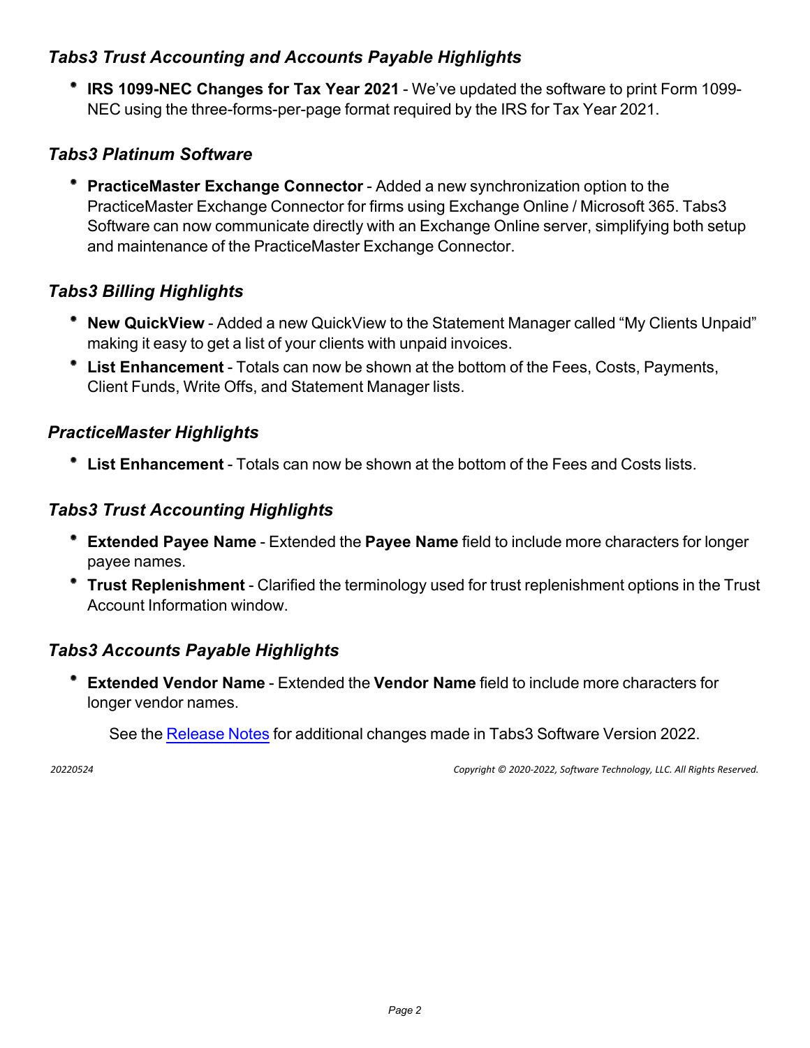### *Tabs3 Trust Accounting and Accounts Payable Highlights*

- **IRS 1099-NEC Changes for Tax Year 2021** - We've updated the software to print Form 1099-NEC using the three-forms-per-page format required by the IRS for Tax Year 2021.

### *Tabs3 Platinum Software*

- **PracticeMaster Exchange Connector** - Added a new synchronization option to the PracticeMaster Exchange Connector for firms using Exchange Online / Microsoft 365. Tabs3 Software can now communicate directly with an Exchange Online server, simplifying both setup and maintenance of the PracticeMaster Exchange Connector.

### *Tabs3 Billing Highlights*

- **New QuickView** - Added a new QuickView to the Statement Manager called "My Clients Unpaid" making it easy to get a list of your clients with unpaid invoices.
- **List Enhancement** - Totals can now be shown at the bottom of the Fees, Costs, Payments, Client Funds, Write Offs, and Statement Manager lists.

### *PracticeMaster Highlights*

- **List Enhancement** - Totals can now be shown at the bottom of the Fees and Costs lists.

### *Tabs3 Trust Accounting Highlights*

- **Extended Payee Name** - Extended the **Payee Name** field to include more characters for longer payee names.
- **Trust Replenishment** - Clarified the terminology used for trust replenishment options in the Trust Account Information window.

### *Tabs3 Accounts Payable Highlights*

- **Extended Vendor Name** - Extended the **Vendor Name** field to include more characters for longer vendor names.

See the Release Notes for additional changes made in Tabs3 Software Version 2022.

*20220524*

*Copyright © 2020-2022, Software Technology, LLC. All Rights Reserved.*